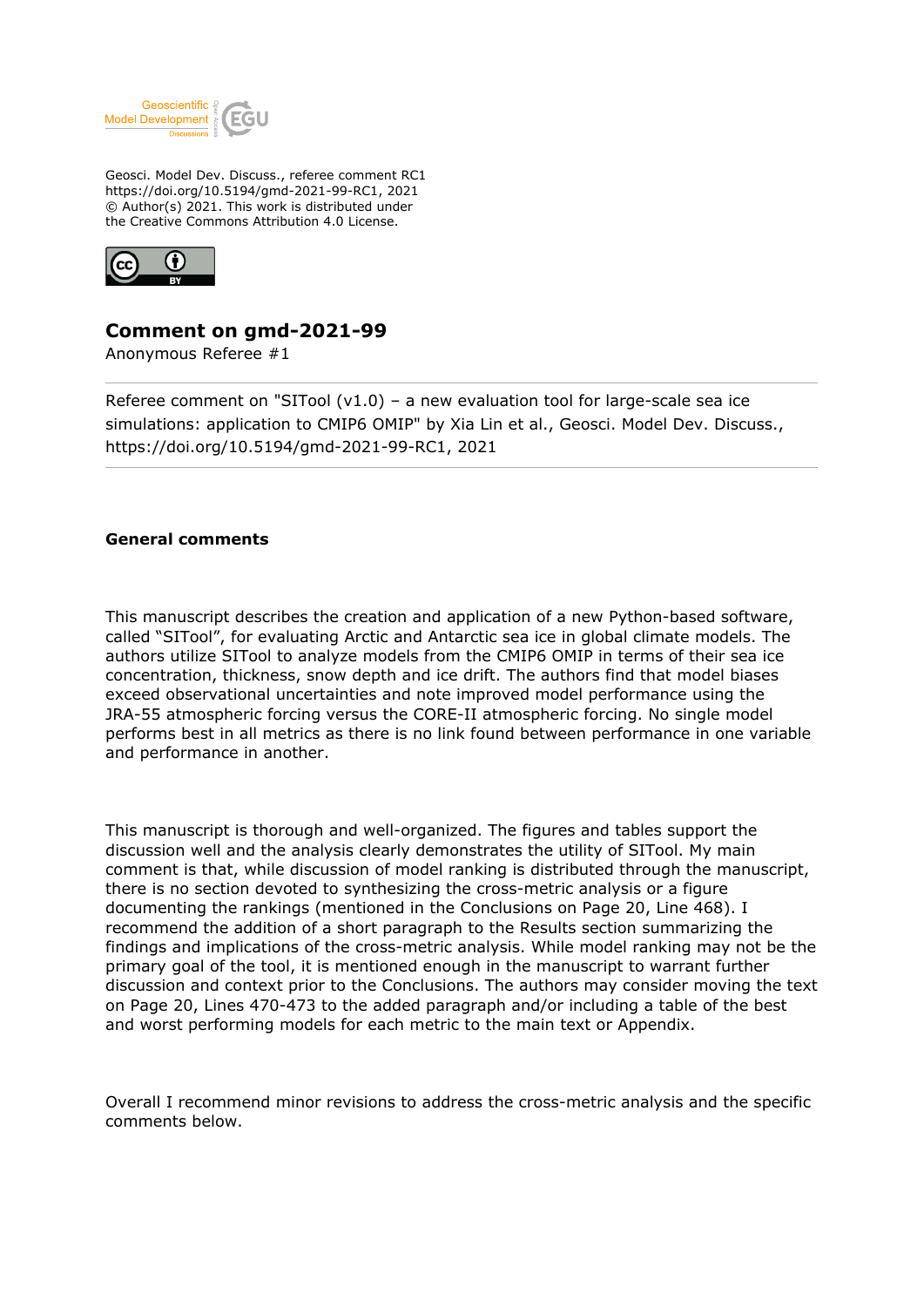Geosci. Model Dev. Discuss., referee comment RC1
https://doi.org/10.5194/gmd-2021-99-RC1, 2021
© Author(s) 2021. This work is distributed under
the Creative Commons Attribution 4.0 License.

# Comment on gmd-2021-99

Anonymous Referee #1

---

Referee comment on "SITool (v1.0) – a new evaluation tool for large-scale sea ice simulations: application to CMIP6 OMIP" by Xia Lin et al., Geosci. Model Dev. Discuss., https://doi.org/10.5194/gmd-2021-99-RC1, 2021

---

**General comments**

This manuscript describes the creation and application of a new Python-based software, called "SITool", for evaluating Arctic and Antarctic sea ice in global climate models. The authors utilize SITool to analyze models from the CMIP6 OMIP in terms of their sea ice concentration, thickness, snow depth and ice drift. The authors find that model biases exceed observational uncertainties and note improved model performance using the JRA-55 atmospheric forcing versus the CORE-II atmospheric forcing. No single model performs best in all metrics as there is no link found between performance in one variable and performance in another.

This manuscript is thorough and well-organized. The figures and tables support the discussion well and the analysis clearly demonstrates the utility of SITool. My main comment is that, while discussion of model ranking is distributed through the manuscript, there is no section devoted to synthesizing the cross-metric analysis or a figure documenting the rankings (mentioned in the Conclusions on Page 20, Line 468). I recommend the addition of a short paragraph to the Results section summarizing the findings and implications of the cross-metric analysis. While model ranking may not be the primary goal of the tool, it is mentioned enough in the manuscript to warrant further discussion and context prior to the Conclusions. The authors may consider moving the text on Page 20, Lines 470-473 to the added paragraph and/or including a table of the best and worst performing models for each metric to the main text or Appendix.

Overall I recommend minor revisions to address the cross-metric analysis and the specific comments below.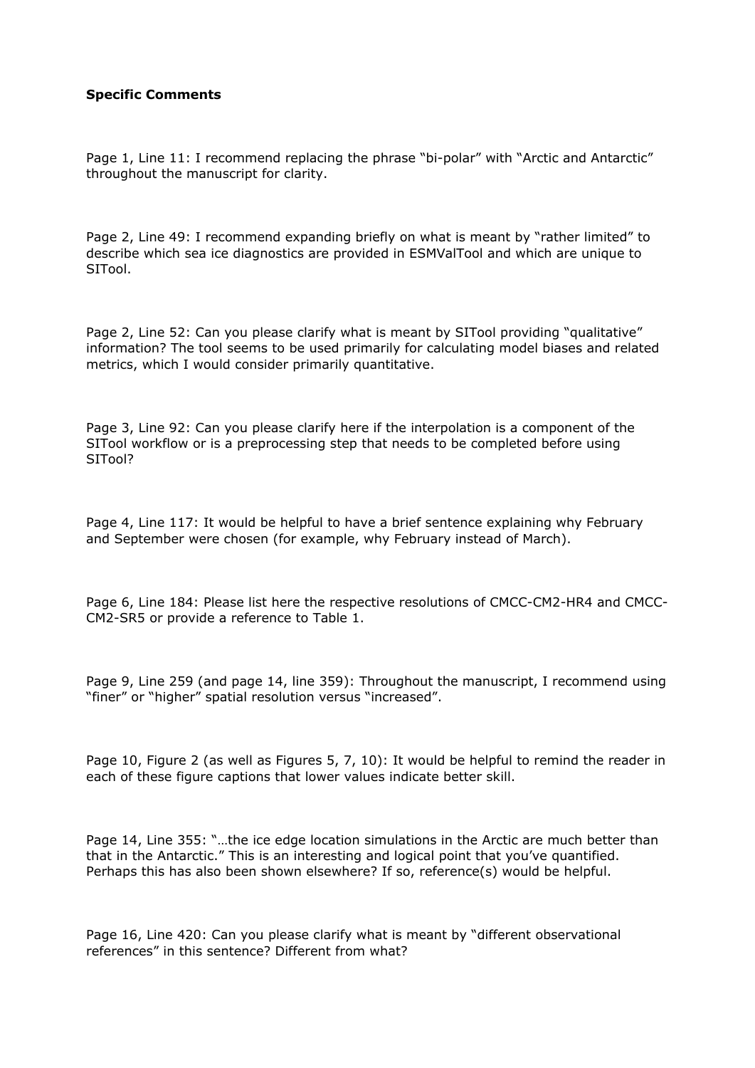**Specific Comments**

Page 1, Line 11: I recommend replacing the phrase “bi-polar” with “Arctic and Antarctic” throughout the manuscript for clarity.

Page 2, Line 49: I recommend expanding briefly on what is meant by “rather limited” to describe which sea ice diagnostics are provided in ESMValTool and which are unique to SITool.

Page 2, Line 52: Can you please clarify what is meant by SITool providing “qualitative” information? The tool seems to be used primarily for calculating model biases and related metrics, which I would consider primarily quantitative.

Page 3, Line 92: Can you please clarify here if the interpolation is a component of the SITool workflow or is a preprocessing step that needs to be completed before using SITool?

Page 4, Line 117: It would be helpful to have a brief sentence explaining why February and September were chosen (for example, why February instead of March).

Page 6, Line 184: Please list here the respective resolutions of CMCC-CM2-HR4 and CMCC-CM2-SR5 or provide a reference to Table 1.

Page 9, Line 259 (and page 14, line 359): Throughout the manuscript, I recommend using “finer” or “higher” spatial resolution versus “increased”.

Page 10, Figure 2 (as well as Figures 5, 7, 10): It would be helpful to remind the reader in each of these figure captions that lower values indicate better skill.

Page 14, Line 355: “…the ice edge location simulations in the Arctic are much better than that in the Antarctic.” This is an interesting and logical point that you’ve quantified. Perhaps this has also been shown elsewhere? If so, reference(s) would be helpful.

Page 16, Line 420: Can you please clarify what is meant by “different observational references” in this sentence? Different from what?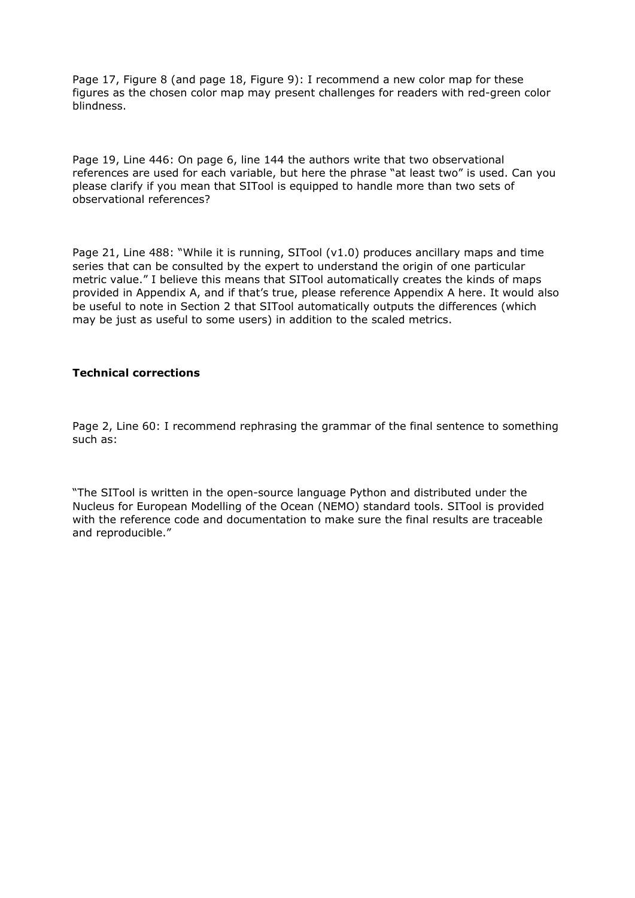Page 17, Figure 8 (and page 18, Figure 9): I recommend a new color map for these figures as the chosen color map may present challenges for readers with red-green color blindness.

Page 19, Line 446: On page 6, line 144 the authors write that two observational references are used for each variable, but here the phrase "at least two" is used. Can you please clarify if you mean that SITool is equipped to handle more than two sets of observational references?

Page 21, Line 488: "While it is running, SITool (v1.0) produces ancillary maps and time series that can be consulted by the expert to understand the origin of one particular metric value." I believe this means that SITool automatically creates the kinds of maps provided in Appendix A, and if that's true, please reference Appendix A here. It would also be useful to note in Section 2 that SITool automatically outputs the differences (which may be just as useful to some users) in addition to the scaled metrics.

**Technical corrections**

Page 2, Line 60: I recommend rephrasing the grammar of the final sentence to something such as:

"The SITool is written in the open-source language Python and distributed under the Nucleus for European Modelling of the Ocean (NEMO) standard tools. SITool is provided with the reference code and documentation to make sure the final results are traceable and reproducible."